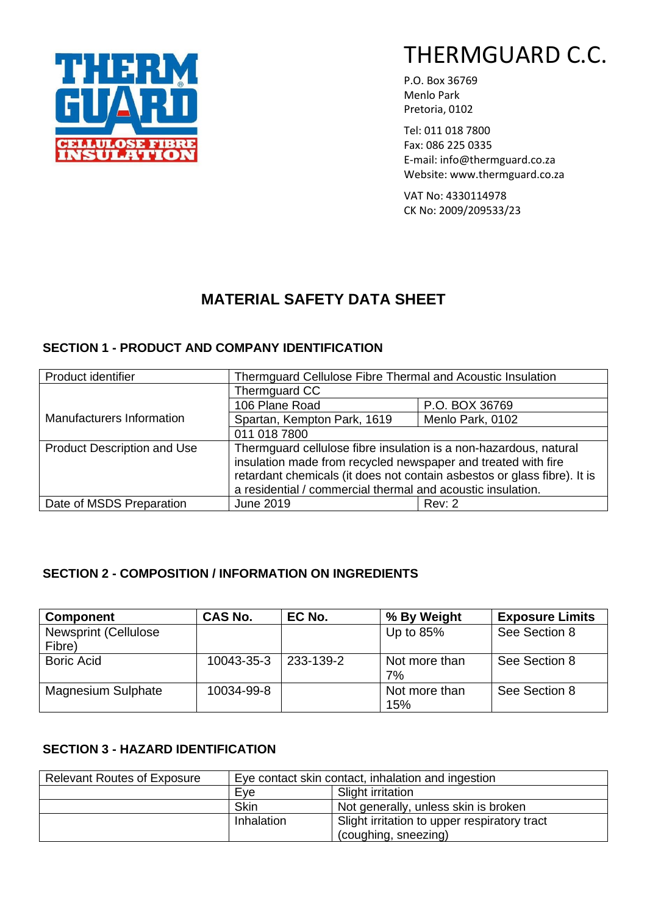# THERMGUARD C.C.

P.O. Box 36769
Menlo Park
Pretoria, 0102

Tel: 011 018 7800
Fax: 086 225 0335
E-mail: info@thermguard.co.za
Website: www.thermguard.co.za

VAT No: 4330114978
CK No: 2009/209533/23

## MATERIAL SAFETY DATA SHEET

### SECTION 1 - PRODUCT AND COMPANY IDENTIFICATION

| Product identifier | Thermguard Cellulose Fibre Thermal and Acoustic Insulation | |
|---|---|---|
| Manufacturers Information | Thermguard CC | |
| | 106 Plane Road | P.O. BOX 36769 |
| | Spartan, Kempton Park, 1619 | Menlo Park, 0102 |
| | 011 018 7800 | |
| Product Description and Use | Thermguard cellulose fibre insulation is a non-hazardous, natural insulation made from recycled newspaper and treated with fire retardant chemicals (it does not contain asbestos or glass fibre). It is a residential / commercial thermal and acoustic insulation. | |
| Date of MSDS Preparation | June 2019 | Rev: 2 |

### SECTION 2 - COMPOSITION / INFORMATION ON INGREDIENTS

| Component | CAS No. | EC No. | % By Weight | Exposure Limits |
|---|---|---|---|---|
| Newsprint (Cellulose Fibre) | | | Up to 85% | See Section 8 |
| Boric Acid | 10043-35-3 | 233-139-2 | Not more than 7% | See Section 8 |
| Magnesium Sulphate | 10034-99-8 | | Not more than 15% | See Section 8 |

### SECTION 3 - HAZARD IDENTIFICATION

| Relevant Routes of Exposure | Eye contact skin contact, inhalation and ingestion | |
|---|---|---|
| | Eye | Slight irritation |
| | Skin | Not generally, unless skin is broken |
| | Inhalation | Slight irritation to upper respiratory tract (coughing, sneezing) |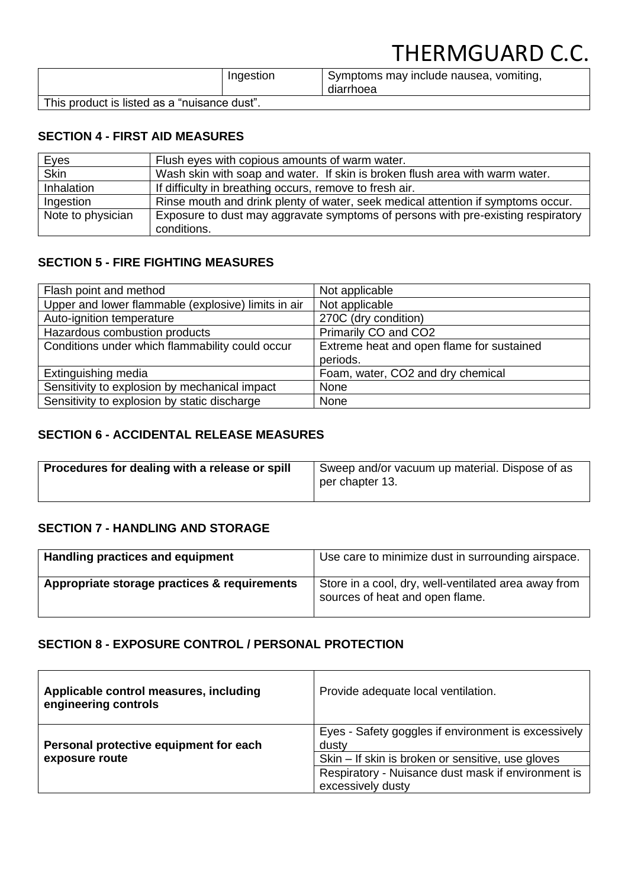|  | Ingestion | Symptoms may include nausea, vomiting, diarrhoea |
|---|---|---|
| This product is listed as a "nuisance dust". | | |

## SECTION 4 - FIRST AID MEASURES

| Eyes | Flush eyes with copious amounts of warm water. |
|---|---|
| Skin | Wash skin with soap and water. If skin is broken flush area with warm water. |
| Inhalation | If difficulty in breathing occurs, remove to fresh air. |
| Ingestion | Rinse mouth and drink plenty of water, seek medical attention if symptoms occur. |
| Note to physician | Exposure to dust may aggravate symptoms of persons with pre-existing respiratory conditions. |

## SECTION 5 - FIRE FIGHTING MEASURES

| Flash point and method | Not applicable |
|---|---|
| Upper and lower flammable (explosive) limits in air | Not applicable |
| Auto-ignition temperature | 270C (dry condition) |
| Hazardous combustion products | Primarily CO and $CO_2$ |
| Conditions under which flammability could occur | Extreme heat and open flame for sustained periods. |
| Extinguishing media | Foam, water, $CO_2$ and dry chemical |
| Sensitivity to explosion by mechanical impact | None |
| Sensitivity to explosion by static discharge | None |

## SECTION 6 - ACCIDENTAL RELEASE MEASURES

| **Procedures for dealing with a release or spill** | Sweep and/or vacuum up material. Dispose of as per chapter 13. |
|---|---|

## SECTION 7 - HANDLING AND STORAGE

| **Handling practices and equipment** | Use care to minimize dust in surrounding airspace. |
|---|---|
| **Appropriate storage practices & requirements** | Store in a cool, dry, well-ventilated area away from sources of heat and open flame. |

## SECTION 8 - EXPOSURE CONTROL / PERSONAL PROTECTION

| **Applicable control measures, including engineering controls** | Provide adequate local ventilation. |
|---|---|
| **Personal protective equipment for each exposure route** | Eyes - Safety goggles if environment is excessively dusty |
| | Skin – If skin is broken or sensitive, use gloves |
| | Respiratory - Nuisance dust mask if environment is excessively dusty |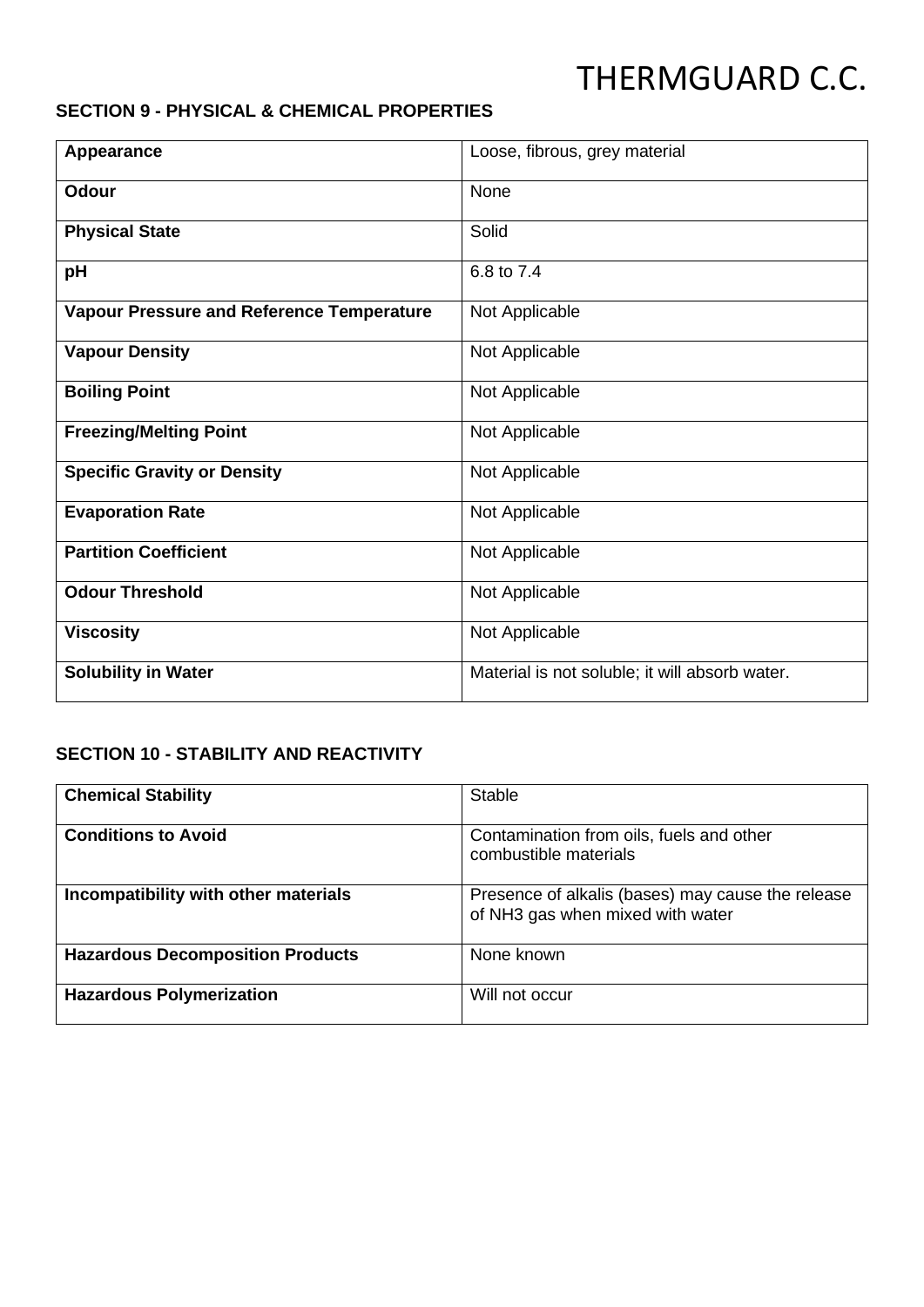## SECTION 9 - PHYSICAL & CHEMICAL PROPERTIES

| | |
|---|---|
| **Appearance** | Loose, fibrous, grey material |
| **Odour** | None |
| **Physical State** | Solid |
| **pH** | 6.8 to 7.4 |
| **Vapour Pressure and Reference Temperature** | Not Applicable |
| **Vapour Density** | Not Applicable |
| **Boiling Point** | Not Applicable |
| **Freezing/Melting Point** | Not Applicable |
| **Specific Gravity or Density** | Not Applicable |
| **Evaporation Rate** | Not Applicable |
| **Partition Coefficient** | Not Applicable |
| **Odour Threshold** | Not Applicable |
| **Viscosity** | Not Applicable |
| **Solubility in Water** | Material is not soluble; it will absorb water. |

## SECTION 10 - STABILITY AND REACTIVITY

| | |
|---|---|
| **Chemical Stability** | Stable |
| **Conditions to Avoid** | Contamination from oils, fuels and other combustible materials |
| **Incompatibility with other materials** | Presence of alkalis (bases) may cause the release of $NH_3$ gas when mixed with water |
| **Hazardous Decomposition Products** | None known |
| **Hazardous Polymerization** | Will not occur |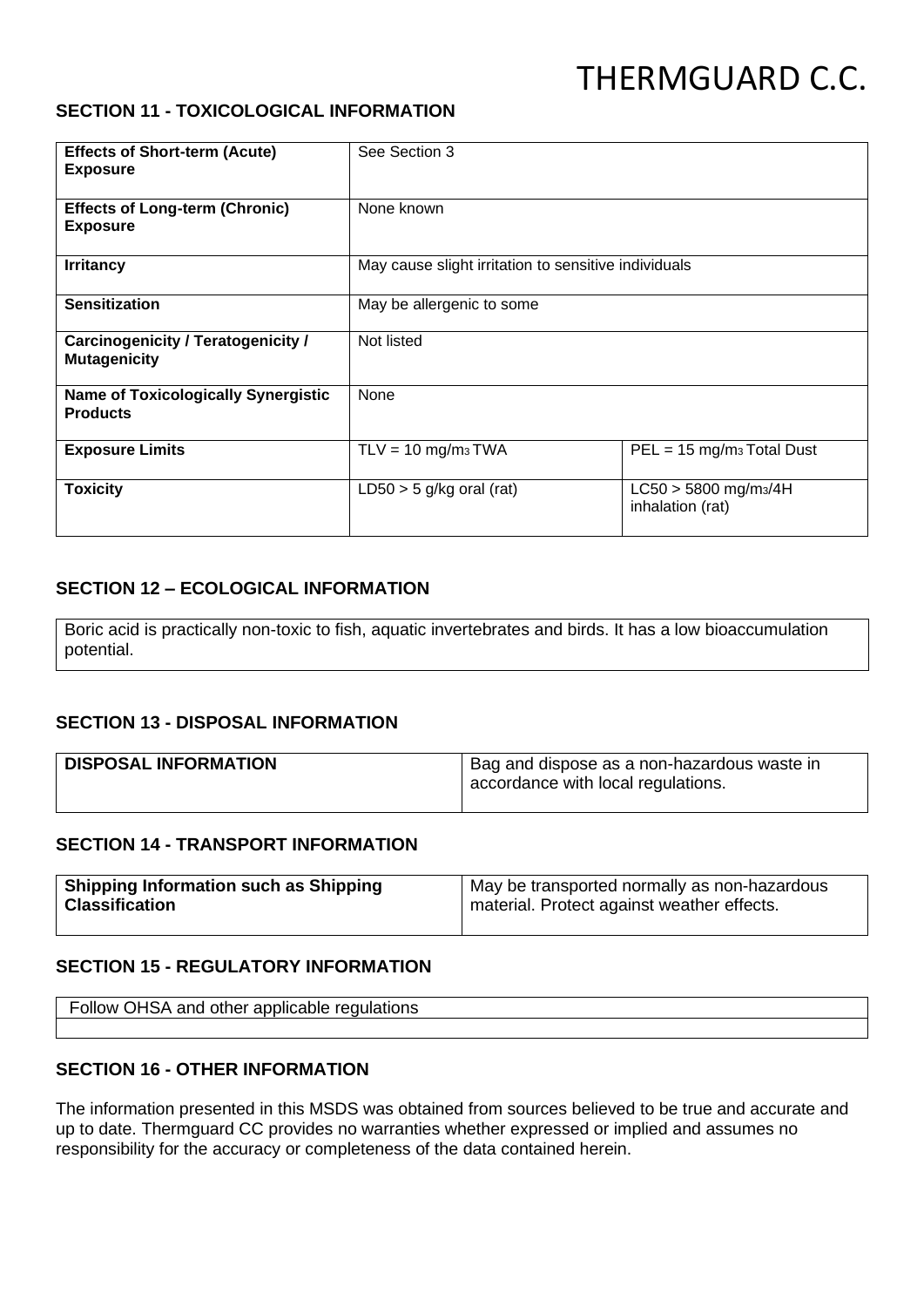## SECTION 11 - TOXICOLOGICAL INFORMATION

| | | |
|---|---|---|
| **Effects of Short-term (Acute) Exposure** | See Section 3 | |
| **Effects of Long-term (Chronic) Exposure** | None known | |
| **Irritancy** | May cause slight irritation to sensitive individuals | |
| **Sensitization** | May be allergenic to some | |
| **Carcinogenicity / Teratogenicity / Mutagenicity** | Not listed | |
| **Name of Toxicologically Synergistic Products** | None | |
| **Exposure Limits** | TLV = 10 mg/$m^3$ TWA | PEL = 15 mg/$m^3$ Total Dust |
| **Toxicity** | LD50 > 5 g/kg oral (rat) | LC50 > 5800 mg/$m^3$/4H inhalation (rat) |

## SECTION 12 – ECOLOGICAL INFORMATION

Boric acid is practically non-toxic to fish, aquatic invertebrates and birds. It has a low bioaccumulation potential.

## SECTION 13 - DISPOSAL INFORMATION

| | |
|---|---|
| **DISPOSAL INFORMATION** | Bag and dispose as a non-hazardous waste in accordance with local regulations. |

## SECTION 14 - TRANSPORT INFORMATION

| | |
|---|---|
| **Shipping Information such as Shipping Classification** | May be transported normally as non-hazardous material. Protect against weather effects. |

## SECTION 15 - REGULATORY INFORMATION

Follow OHSA and other applicable regulations

## SECTION 16 - OTHER INFORMATION

The information presented in this MSDS was obtained from sources believed to be true and accurate and up to date. Thermguard CC provides no warranties whether expressed or implied and assumes no responsibility for the accuracy or completeness of the data contained herein.